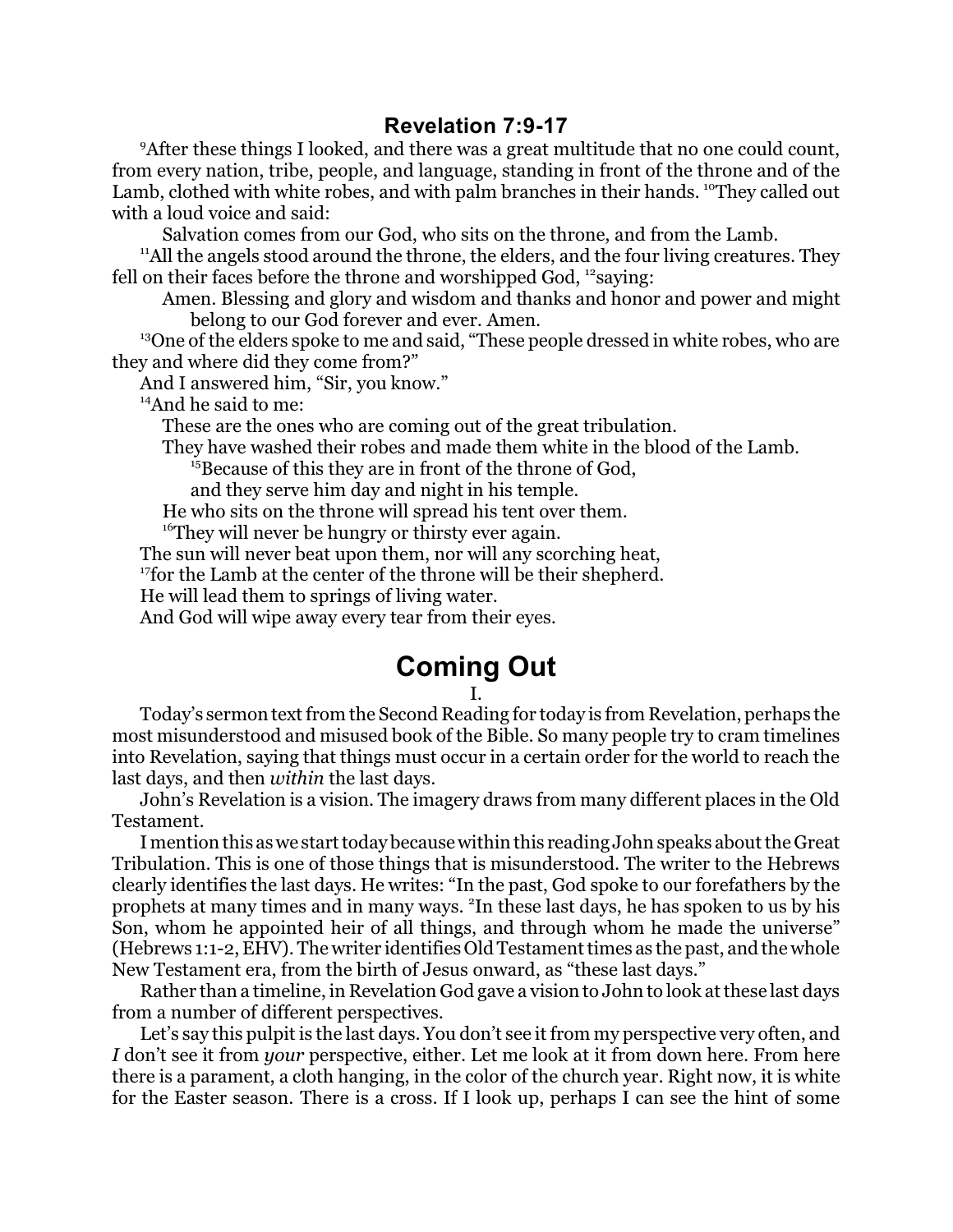## Revelation 7:9-17

[9]After these things I looked, and there was a great multitude that no one could count, from every nation, tribe, people, and language, standing in front of the throne and of the Lamb, clothed with white robes, and with palm branches in their hands. [10]They called out with a loud voice and said:

> Salvation comes from our God, who sits on the throne, and from the Lamb.

[11]All the angels stood around the throne, the elders, and the four living creatures. They fell on their faces before the throne and worshipped God, [12]saying:

> Amen. Blessing and glory and wisdom and thanks and honor and power and might belong to our God forever and ever. Amen.

[13]One of the elders spoke to me and said, "These people dressed in white robes, who are they and where did they come from?"

And I answered him, "Sir, you know."

[14]And he said to me:

> These are the ones who are coming out of the great tribulation.
> They have washed their robes and made them white in the blood of the Lamb.
> [15]Because of this they are in front of the throne of God,
> and they serve him day and night in his temple.
> He who sits on the throne will spread his tent over them.
> [16]They will never be hungry or thirsty ever again.
> The sun will never beat upon them, nor will any scorching heat,
> [17]for the Lamb at the center of the throne will be their shepherd.
> He will lead them to springs of living water.
> And God will wipe away every tear from their eyes.

# Coming Out

I.

Today's sermon text from the Second Reading for today is from Revelation, perhaps the most misunderstood and misused book of the Bible. So many people try to cram timelines into Revelation, saying that things must occur in a certain order for the world to reach the last days, and then *within* the last days.

John's Revelation is a vision. The imagery draws from many different places in the Old Testament.

I mention this as we start today because within this reading John speaks about the Great Tribulation. This is one of those things that is misunderstood. The writer to the Hebrews clearly identifies the last days. He writes: "In the past, God spoke to our forefathers by the prophets at many times and in many ways. [2]In these last days, he has spoken to us by his Son, whom he appointed heir of all things, and through whom he made the universe" (Hebrews 1:1-2, EHV). The writer identifies Old Testament times as the past, and the whole New Testament era, from the birth of Jesus onward, as "these last days."

Rather than a timeline, in Revelation God gave a vision to John to look at these last days from a number of different perspectives.

Let's say this pulpit is the last days. You don't see it from my perspective very often, and *I* don't see it from *your* perspective, either. Let me look at it from down here. From here there is a parament, a cloth hanging, in the color of the church year. Right now, it is white for the Easter season. There is a cross. If I look up, perhaps I can see the hint of some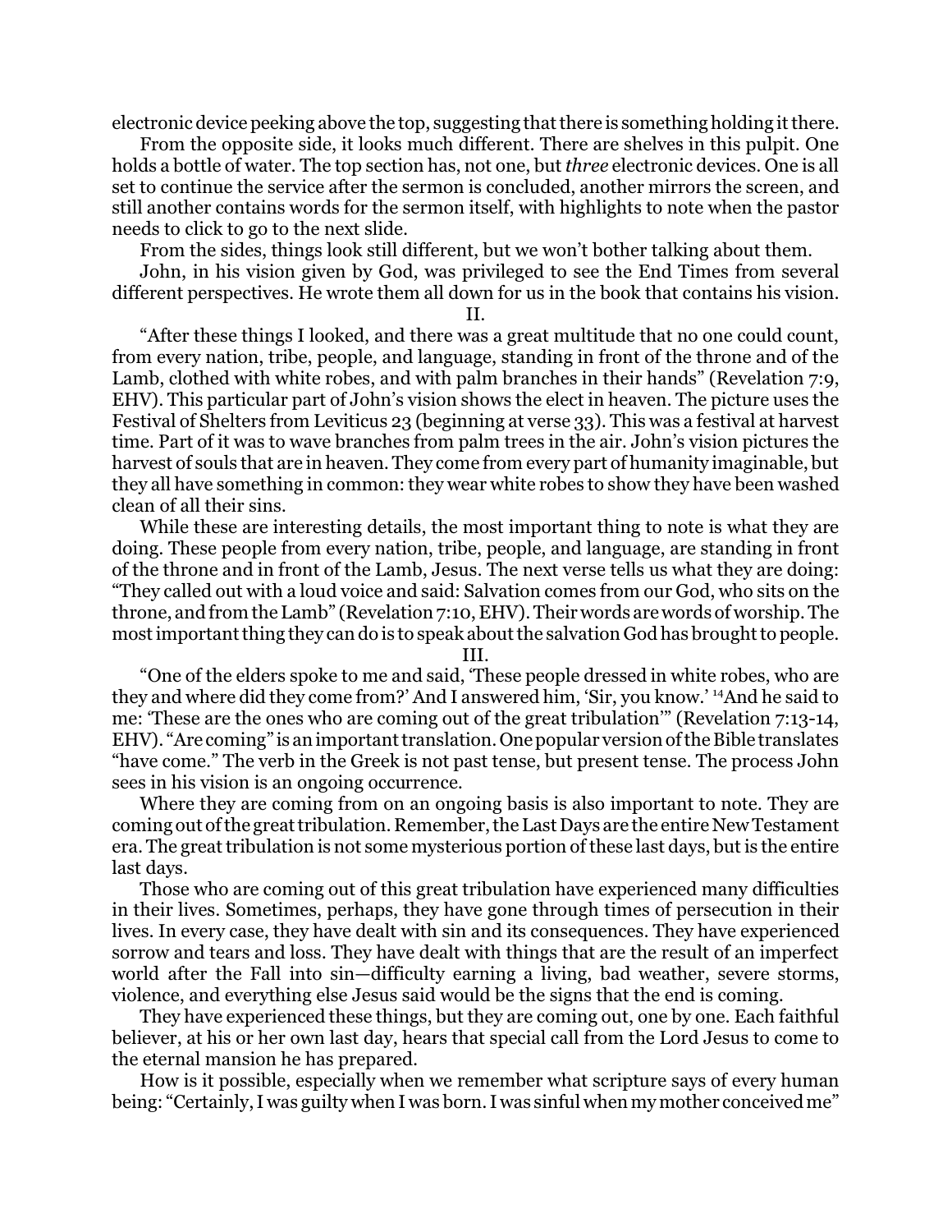electronic device peeking above the top, suggesting that there is something holding it there.

From the opposite side, it looks much different. There are shelves in this pulpit. One holds a bottle of water. The top section has, not one, but *three* electronic devices. One is all set to continue the service after the sermon is concluded, another mirrors the screen, and still another contains words for the sermon itself, with highlights to note when the pastor needs to click to go to the next slide.

From the sides, things look still different, but we won't bother talking about them.

John, in his vision given by God, was privileged to see the End Times from several different perspectives. He wrote them all down for us in the book that contains his vision.

II.

"After these things I looked, and there was a great multitude that no one could count, from every nation, tribe, people, and language, standing in front of the throne and of the Lamb, clothed with white robes, and with palm branches in their hands" (Revelation 7:9, EHV). This particular part of John's vision shows the elect in heaven. The picture uses the Festival of Shelters from Leviticus 23 (beginning at verse 33). This was a festival at harvest time. Part of it was to wave branches from palm trees in the air. John's vision pictures the harvest of souls that are in heaven. They come from every part of humanity imaginable, but they all have something in common: they wear white robes to show they have been washed clean of all their sins.

While these are interesting details, the most important thing to note is what they are doing. These people from every nation, tribe, people, and language, are standing in front of the throne and in front of the Lamb, Jesus. The next verse tells us what they are doing: "They called out with a loud voice and said: Salvation comes from our God, who sits on the throne, and from the Lamb" (Revelation 7:10, EHV). Their words are words of worship. The most important thing they can do is to speak about the salvation God has brought to people.

III.

"One of the elders spoke to me and said, 'These people dressed in white robes, who are they and where did they come from?' And I answered him, 'Sir, you know.' [14]And he said to me: 'These are the ones who are coming out of the great tribulation'" (Revelation 7:13-14, EHV). "Are coming" is an important translation. One popular version of the Bible translates "have come." The verb in the Greek is not past tense, but present tense. The process John sees in his vision is an ongoing occurrence.

Where they are coming from on an ongoing basis is also important to note. They are coming out of the great tribulation. Remember, the Last Days are the entire New Testament era. The great tribulation is not some mysterious portion of these last days, but is the entire last days.

Those who are coming out of this great tribulation have experienced many difficulties in their lives. Sometimes, perhaps, they have gone through times of persecution in their lives. In every case, they have dealt with sin and its consequences. They have experienced sorrow and tears and loss. They have dealt with things that are the result of an imperfect world after the Fall into sin—difficulty earning a living, bad weather, severe storms, violence, and everything else Jesus said would be the signs that the end is coming.

They have experienced these things, but they are coming out, one by one. Each faithful believer, at his or her own last day, hears that special call from the Lord Jesus to come to the eternal mansion he has prepared.

How is it possible, especially when we remember what scripture says of every human being: "Certainly, I was guilty when I was born. I was sinful when my mother conceived me"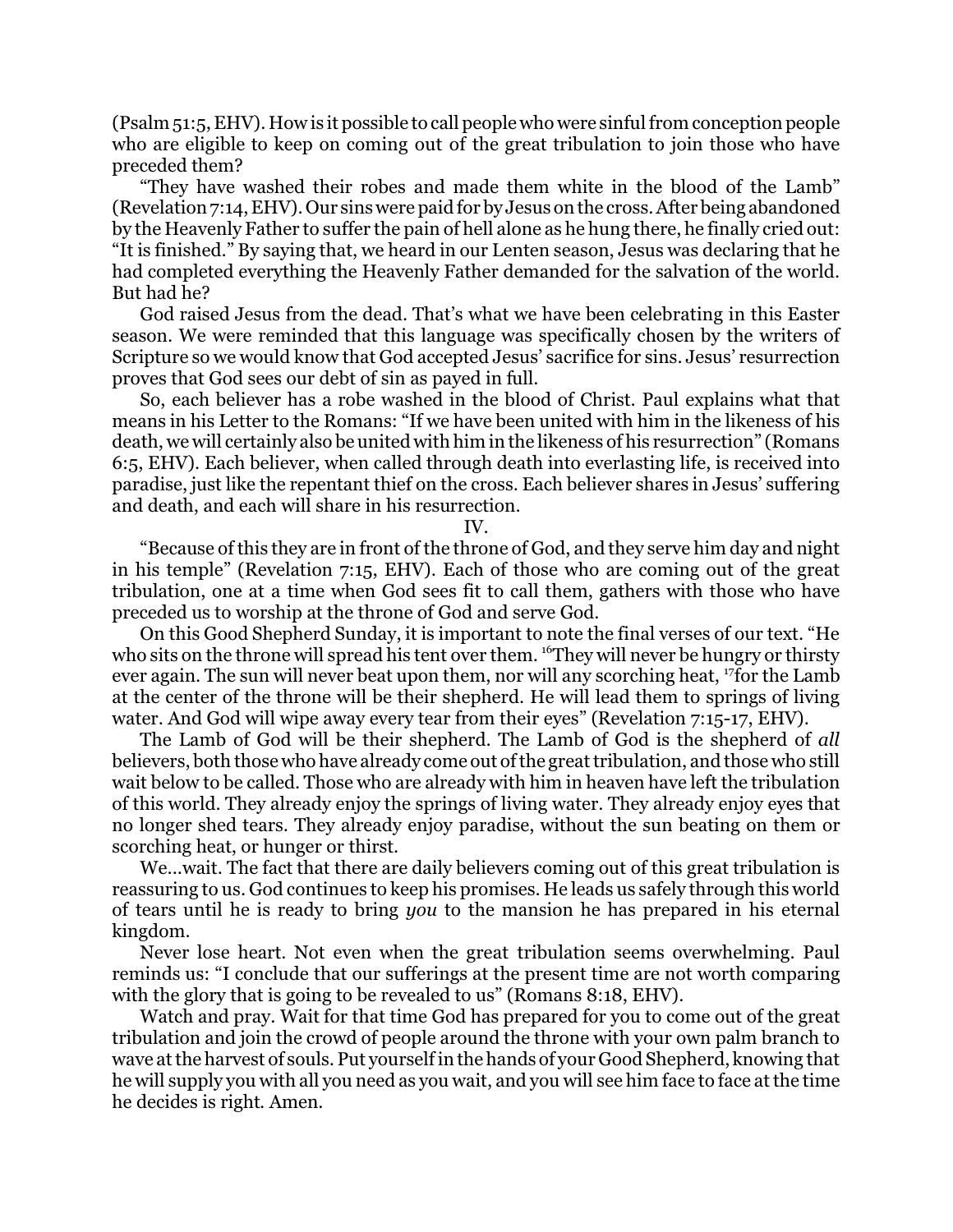(Psalm 51:5, EHV). How is it possible to call people who were sinful from conception people who are eligible to keep on coming out of the great tribulation to join those who have preceded them?

"They have washed their robes and made them white in the blood of the Lamb" (Revelation 7:14, EHV). Our sins were paid for by Jesus on the cross. After being abandoned by the Heavenly Father to suffer the pain of hell alone as he hung there, he finally cried out: "It is finished." By saying that, we heard in our Lenten season, Jesus was declaring that he had completed everything the Heavenly Father demanded for the salvation of the world. But had he?

God raised Jesus from the dead. That's what we have been celebrating in this Easter season. We were reminded that this language was specifically chosen by the writers of Scripture so we would know that God accepted Jesus' sacrifice for sins. Jesus' resurrection proves that God sees our debt of sin as payed in full.

So, each believer has a robe washed in the blood of Christ. Paul explains what that means in his Letter to the Romans: "If we have been united with him in the likeness of his death, we will certainly also be united with him in the likeness of his resurrection" (Romans 6:5, EHV). Each believer, when called through death into everlasting life, is received into paradise, just like the repentant thief on the cross. Each believer shares in Jesus' suffering and death, and each will share in his resurrection.

IV.

"Because of this they are in front of the throne of God, and they serve him day and night in his temple" (Revelation 7:15, EHV). Each of those who are coming out of the great tribulation, one at a time when God sees fit to call them, gathers with those who have preceded us to worship at the throne of God and serve God.

On this Good Shepherd Sunday, it is important to note the final verses of our text. "He who sits on the throne will spread his tent over them. [16]They will never be hungry or thirsty ever again. The sun will never beat upon them, nor will any scorching heat, [17]for the Lamb at the center of the throne will be their shepherd. He will lead them to springs of living water. And God will wipe away every tear from their eyes" (Revelation 7:15-17, EHV).

The Lamb of God will be their shepherd. The Lamb of God is the shepherd of *all* believers, both those who have already come out of the great tribulation, and those who still wait below to be called. Those who are already with him in heaven have left the tribulation of this world. They already enjoy the springs of living water. They already enjoy eyes that no longer shed tears. They already enjoy paradise, without the sun beating on them or scorching heat, or hunger or thirst.

We…wait. The fact that there are daily believers coming out of this great tribulation is reassuring to us. God continues to keep his promises. He leads us safely through this world of tears until he is ready to bring *you* to the mansion he has prepared in his eternal kingdom.

Never lose heart. Not even when the great tribulation seems overwhelming. Paul reminds us: "I conclude that our sufferings at the present time are not worth comparing with the glory that is going to be revealed to us" (Romans 8:18, EHV).

Watch and pray. Wait for that time God has prepared for you to come out of the great tribulation and join the crowd of people around the throne with your own palm branch to wave at the harvest of souls. Put yourself in the hands of your Good Shepherd, knowing that he will supply you with all you need as you wait, and you will see him face to face at the time he decides is right. Amen.